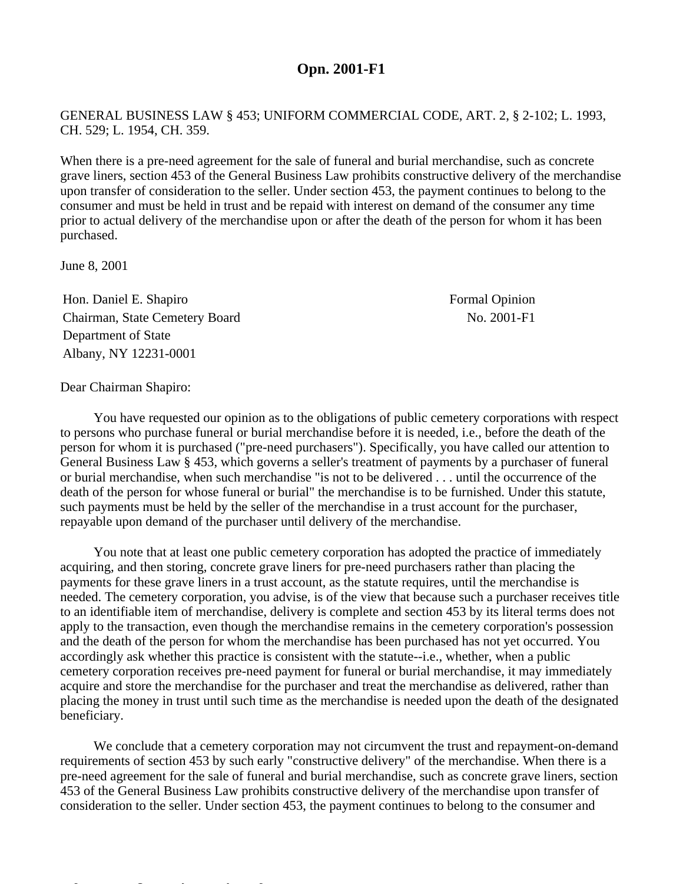# Opn. 2001-F1

GENERAL BUSINESS LAW § 453; UNIFORM COMMERCIAL CODE, ART. 2, § 2-102; L. 1993, CH. 529; L. 1954, CH. 359.

When there is a pre-need agreement for the sale of funeral and burial merchandise, such as concrete grave liners, section 453 of the General Business Law prohibits constructive delivery of the merchandise upon transfer of consideration to the seller. Under section 453, the payment continues to belong to the consumer and must be held in trust and be repaid with interest on demand of the consumer any time prior to actual delivery of the merchandise upon or after the death of the person for whom it has been purchased.

June 8, 2001

Hon. Daniel E. Shapiro
Chairman, State Cemetery Board
Department of State
Albany, NY 12231-0001

Formal Opinion
No. 2001-F1

Dear Chairman Shapiro:

You have requested our opinion as to the obligations of public cemetery corporations with respect to persons who purchase funeral or burial merchandise before it is needed, i.e., before the death of the person for whom it is purchased ("pre-need purchasers"). Specifically, you have called our attention to General Business Law § 453, which governs a seller's treatment of payments by a purchaser of funeral or burial merchandise, when such merchandise "is not to be delivered . . . until the occurrence of the death of the person for whose funeral or burial" the merchandise is to be furnished. Under this statute, such payments must be held by the seller of the merchandise in a trust account for the purchaser, repayable upon demand of the purchaser until delivery of the merchandise.

You note that at least one public cemetery corporation has adopted the practice of immediately acquiring, and then storing, concrete grave liners for pre-need purchasers rather than placing the payments for these grave liners in a trust account, as the statute requires, until the merchandise is needed. The cemetery corporation, you advise, is of the view that because such a purchaser receives title to an identifiable item of merchandise, delivery is complete and section 453 by its literal terms does not apply to the transaction, even though the merchandise remains in the cemetery corporation's possession and the death of the person for whom the merchandise has been purchased has not yet occurred. You accordingly ask whether this practice is consistent with the statute--i.e., whether, when a public cemetery corporation receives pre-need payment for funeral or burial merchandise, it may immediately acquire and store the merchandise for the purchaser and treat the merchandise as delivered, rather than placing the money in trust until such time as the merchandise is needed upon the death of the designated beneficiary.

We conclude that a cemetery corporation may not circumvent the trust and repayment-on-demand requirements of section 453 by such early "constructive delivery" of the merchandise. When there is a pre-need agreement for the sale of funeral and burial merchandise, such as concrete grave liners, section 453 of the General Business Law prohibits constructive delivery of the merchandise upon transfer of consideration to the seller. Under section 453, the payment continues to belong to the consumer and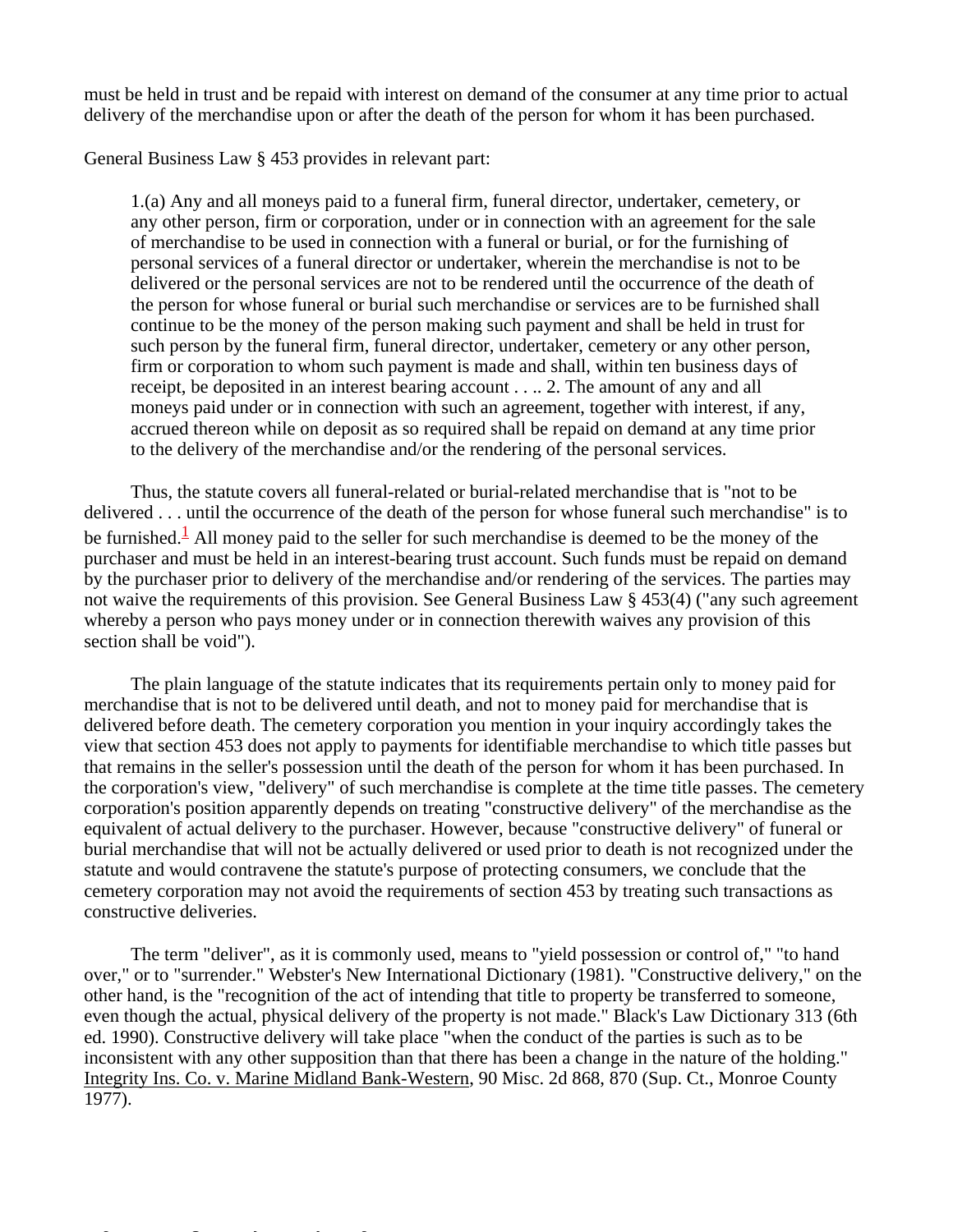must be held in trust and be repaid with interest on demand of the consumer at any time prior to actual delivery of the merchandise upon or after the death of the person for whom it has been purchased.

General Business Law § 453 provides in relevant part:

> 1.(a) Any and all moneys paid to a funeral firm, funeral director, undertaker, cemetery, or any other person, firm or corporation, under or in connection with an agreement for the sale of merchandise to be used in connection with a funeral or burial, or for the furnishing of personal services of a funeral director or undertaker, wherein the merchandise is not to be delivered or the personal services are not to be rendered until the occurrence of the death of the person for whose funeral or burial such merchandise or services are to be furnished shall continue to be the money of the person making such payment and shall be held in trust for such person by the funeral firm, funeral director, undertaker, cemetery or any other person, firm or corporation to whom such payment is made and shall, within ten business days of receipt, be deposited in an interest bearing account . . .. 2. The amount of any and all moneys paid under or in connection with such an agreement, together with interest, if any, accrued thereon while on deposit as so required shall be repaid on demand at any time prior to the delivery of the merchandise and/or the rendering of the personal services.

Thus, the statute covers all funeral-related or burial-related merchandise that is "not to be delivered . . . until the occurrence of the death of the person for whose funeral such merchandise" is to be furnished.[1] All money paid to the seller for such merchandise is deemed to be the money of the purchaser and must be held in an interest-bearing trust account. Such funds must be repaid on demand by the purchaser prior to delivery of the merchandise and/or rendering of the services. The parties may not waive the requirements of this provision. See General Business Law § 453(4) ("any such agreement whereby a person who pays money under or in connection therewith waives any provision of this section shall be void").

The plain language of the statute indicates that its requirements pertain only to money paid for merchandise that is not to be delivered until death, and not to money paid for merchandise that is delivered before death. The cemetery corporation you mention in your inquiry accordingly takes the view that section 453 does not apply to payments for identifiable merchandise to which title passes but that remains in the seller's possession until the death of the person for whom it has been purchased. In the corporation's view, "delivery" of such merchandise is complete at the time title passes. The cemetery corporation's position apparently depends on treating "constructive delivery" of the merchandise as the equivalent of actual delivery to the purchaser. However, because "constructive delivery" of funeral or burial merchandise that will not be actually delivered or used prior to death is not recognized under the statute and would contravene the statute's purpose of protecting consumers, we conclude that the cemetery corporation may not avoid the requirements of section 453 by treating such transactions as constructive deliveries.

The term "deliver", as it is commonly used, means to "yield possession or control of," "to hand over," or to "surrender." Webster's New International Dictionary (1981). "Constructive delivery," on the other hand, is the "recognition of the act of intending that title to property be transferred to someone, even though the actual, physical delivery of the property is not made." Black's Law Dictionary 313 (6th ed. 1990). Constructive delivery will take place "when the conduct of the parties is such as to be inconsistent with any other supposition than that there has been a change in the nature of the holding." Integrity Ins. Co. v. Marine Midland Bank-Western, 90 Misc. 2d 868, 870 (Sup. Ct., Monroe County 1977).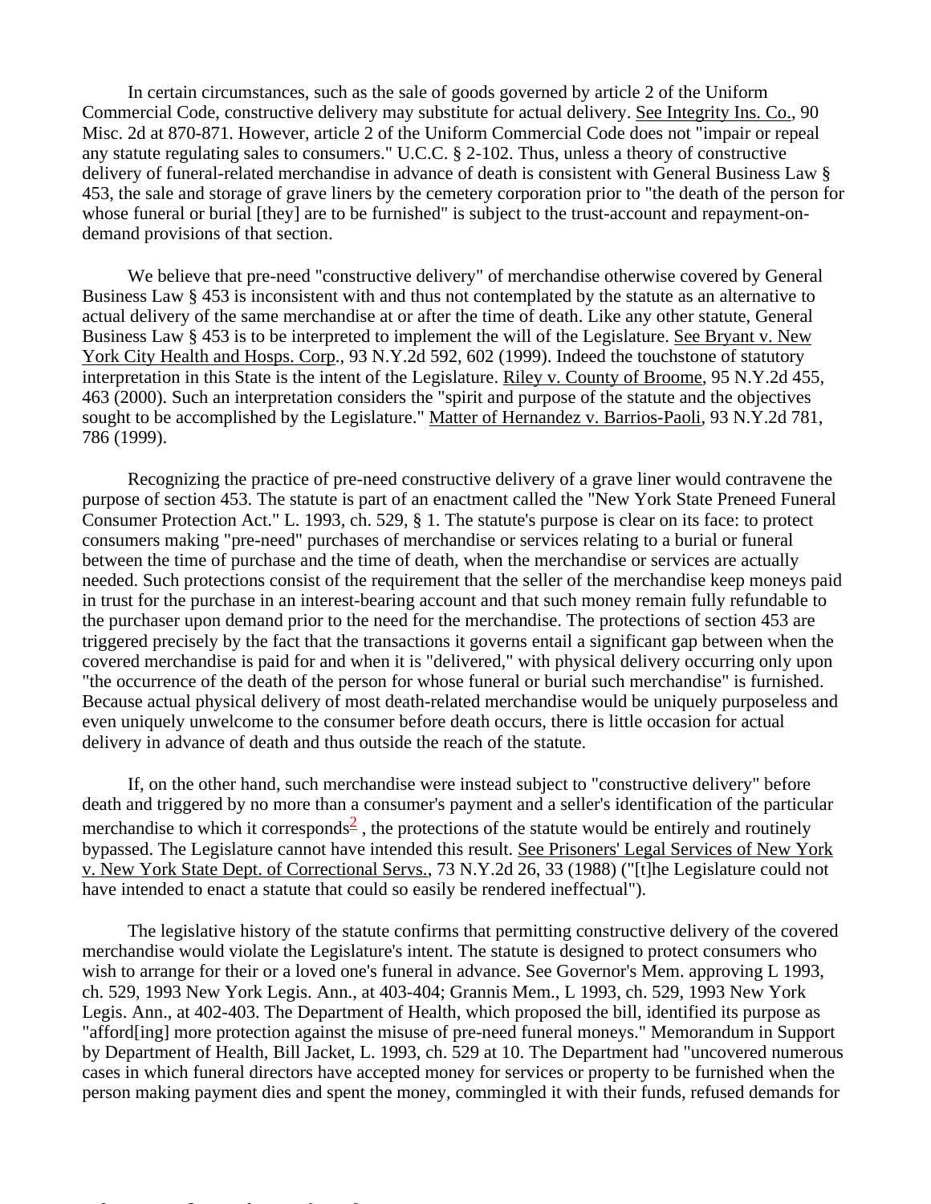In certain circumstances, such as the sale of goods governed by article 2 of the Uniform Commercial Code, constructive delivery may substitute for actual delivery. See Integrity Ins. Co., 90 Misc. 2d at 870-871. However, article 2 of the Uniform Commercial Code does not "impair or repeal any statute regulating sales to consumers." U.C.C. § 2-102. Thus, unless a theory of constructive delivery of funeral-related merchandise in advance of death is consistent with General Business Law § 453, the sale and storage of grave liners by the cemetery corporation prior to "the death of the person for whose funeral or burial [they] are to be furnished" is subject to the trust-account and repayment-on-demand provisions of that section.

We believe that pre-need "constructive delivery" of merchandise otherwise covered by General Business Law § 453 is inconsistent with and thus not contemplated by the statute as an alternative to actual delivery of the same merchandise at or after the time of death. Like any other statute, General Business Law § 453 is to be interpreted to implement the will of the Legislature. See Bryant v. New York City Health and Hosps. Corp., 93 N.Y.2d 592, 602 (1999). Indeed the touchstone of statutory interpretation in this State is the intent of the Legislature. Riley v. County of Broome, 95 N.Y.2d 455, 463 (2000). Such an interpretation considers the "spirit and purpose of the statute and the objectives sought to be accomplished by the Legislature." Matter of Hernandez v. Barrios-Paoli, 93 N.Y.2d 781, 786 (1999).

Recognizing the practice of pre-need constructive delivery of a grave liner would contravene the purpose of section 453. The statute is part of an enactment called the "New York State Preneed Funeral Consumer Protection Act." L. 1993, ch. 529, § 1. The statute's purpose is clear on its face: to protect consumers making "pre-need" purchases of merchandise or services relating to a burial or funeral between the time of purchase and the time of death, when the merchandise or services are actually needed. Such protections consist of the requirement that the seller of the merchandise keep moneys paid in trust for the purchase in an interest-bearing account and that such money remain fully refundable to the purchaser upon demand prior to the need for the merchandise. The protections of section 453 are triggered precisely by the fact that the transactions it governs entail a significant gap between when the covered merchandise is paid for and when it is "delivered," with physical delivery occurring only upon "the occurrence of the death of the person for whose funeral or burial such merchandise" is furnished. Because actual physical delivery of most death-related merchandise would be uniquely purposeless and even uniquely unwelcome to the consumer before death occurs, there is little occasion for actual delivery in advance of death and thus outside the reach of the statute.

If, on the other hand, such merchandise were instead subject to "constructive delivery" before death and triggered by no more than a consumer's payment and a seller's identification of the particular merchandise to which it corresponds[2] , the protections of the statute would be entirely and routinely bypassed. The Legislature cannot have intended this result. See Prisoners' Legal Services of New York v. New York State Dept. of Correctional Servs., 73 N.Y.2d 26, 33 (1988) ("[t]he Legislature could not have intended to enact a statute that could so easily be rendered ineffectual").

The legislative history of the statute confirms that permitting constructive delivery of the covered merchandise would violate the Legislature's intent. The statute is designed to protect consumers who wish to arrange for their or a loved one's funeral in advance. See Governor's Mem. approving L 1993, ch. 529, 1993 New York Legis. Ann., at 403-404; Grannis Mem., L 1993, ch. 529, 1993 New York Legis. Ann., at 402-403. The Department of Health, which proposed the bill, identified its purpose as "afford[ing] more protection against the misuse of pre-need funeral moneys." Memorandum in Support by Department of Health, Bill Jacket, L. 1993, ch. 529 at 10. The Department had "uncovered numerous cases in which funeral directors have accepted money for services or property to be furnished when the person making payment dies and spent the money, commingled it with their funds, refused demands for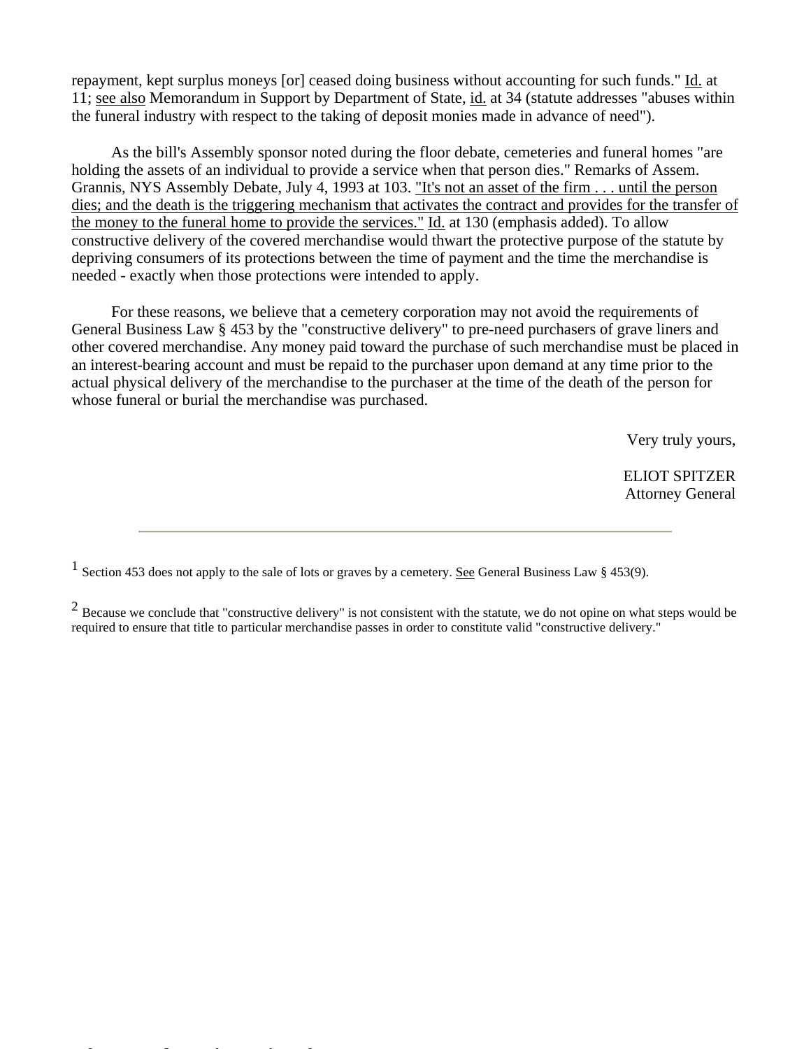repayment, kept surplus moneys [or] ceased doing business without accounting for such funds." Id. at 11; see also Memorandum in Support by Department of State, id. at 34 (statute addresses "abuses within the funeral industry with respect to the taking of deposit monies made in advance of need").

As the bill's Assembly sponsor noted during the floor debate, cemeteries and funeral homes "are holding the assets of an individual to provide a service when that person dies." Remarks of Assem. Grannis, NYS Assembly Debate, July 4, 1993 at 103. "It's not an asset of the firm . . . until the person dies; and the death is the triggering mechanism that activates the contract and provides for the transfer of the money to the funeral home to provide the services." Id. at 130 (emphasis added). To allow constructive delivery of the covered merchandise would thwart the protective purpose of the statute by depriving consumers of its protections between the time of payment and the time the merchandise is needed - exactly when those protections were intended to apply.

For these reasons, we believe that a cemetery corporation may not avoid the requirements of General Business Law § 453 by the "constructive delivery" to pre-need purchasers of grave liners and other covered merchandise. Any money paid toward the purchase of such merchandise must be placed in an interest-bearing account and must be repaid to the purchaser upon demand at any time prior to the actual physical delivery of the merchandise to the purchaser at the time of the death of the person for whose funeral or burial the merchandise was purchased.

Very truly yours,

ELIOT SPITZER
Attorney General

---

[1] Section 453 does not apply to the sale of lots or graves by a cemetery. See General Business Law § 453(9).

[2] Because we conclude that "constructive delivery" is not consistent with the statute, we do not opine on what steps would be required to ensure that title to particular merchandise passes in order to constitute valid "constructive delivery."